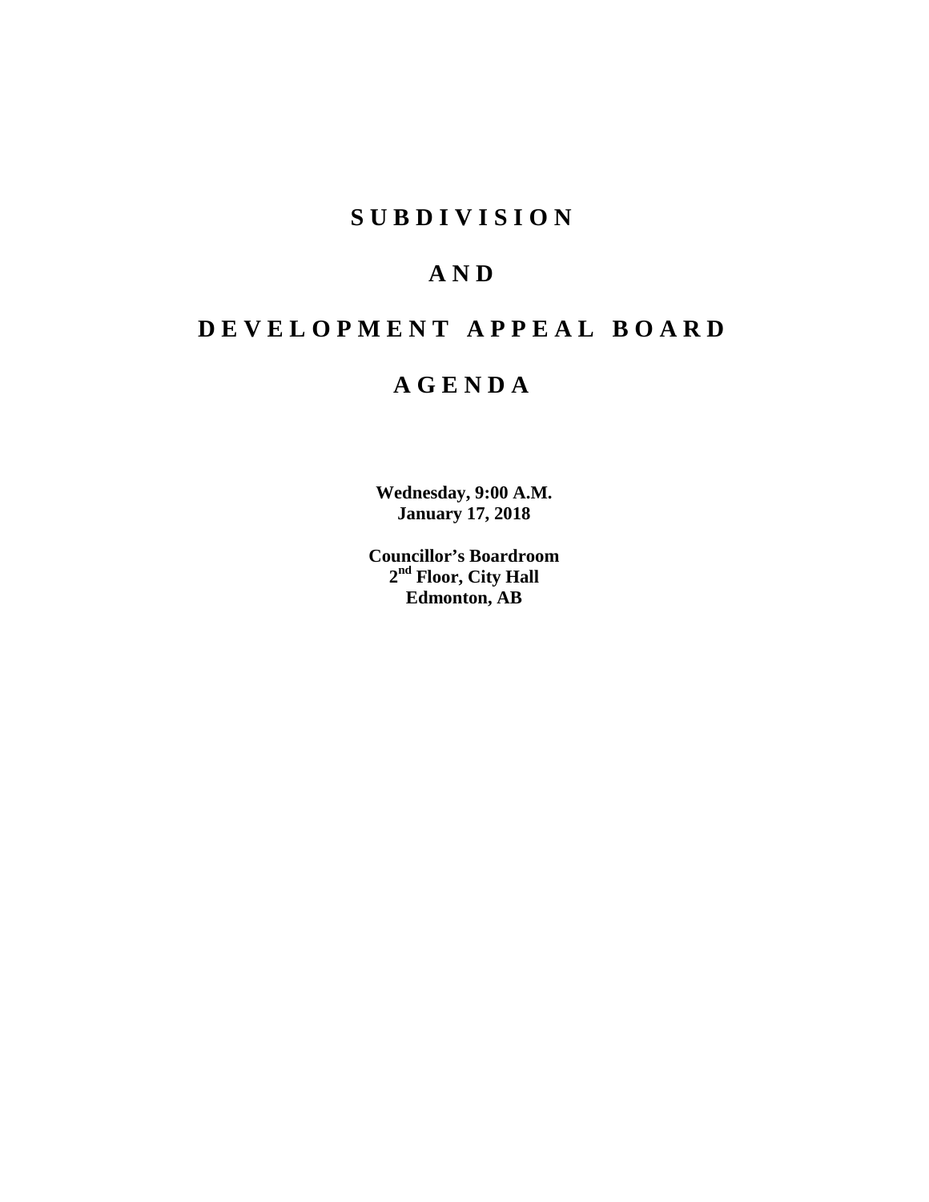# S U B D I V I S I O N

# A N D

# D E V E L O P M E N T A P P E A L B O A R D

# A G E N D A

**Wednesday, 9:00 A.M.**
**January 17, 2018**

**Councillor's Boardroom**
**2nd Floor, City Hall**
**Edmonton, AB**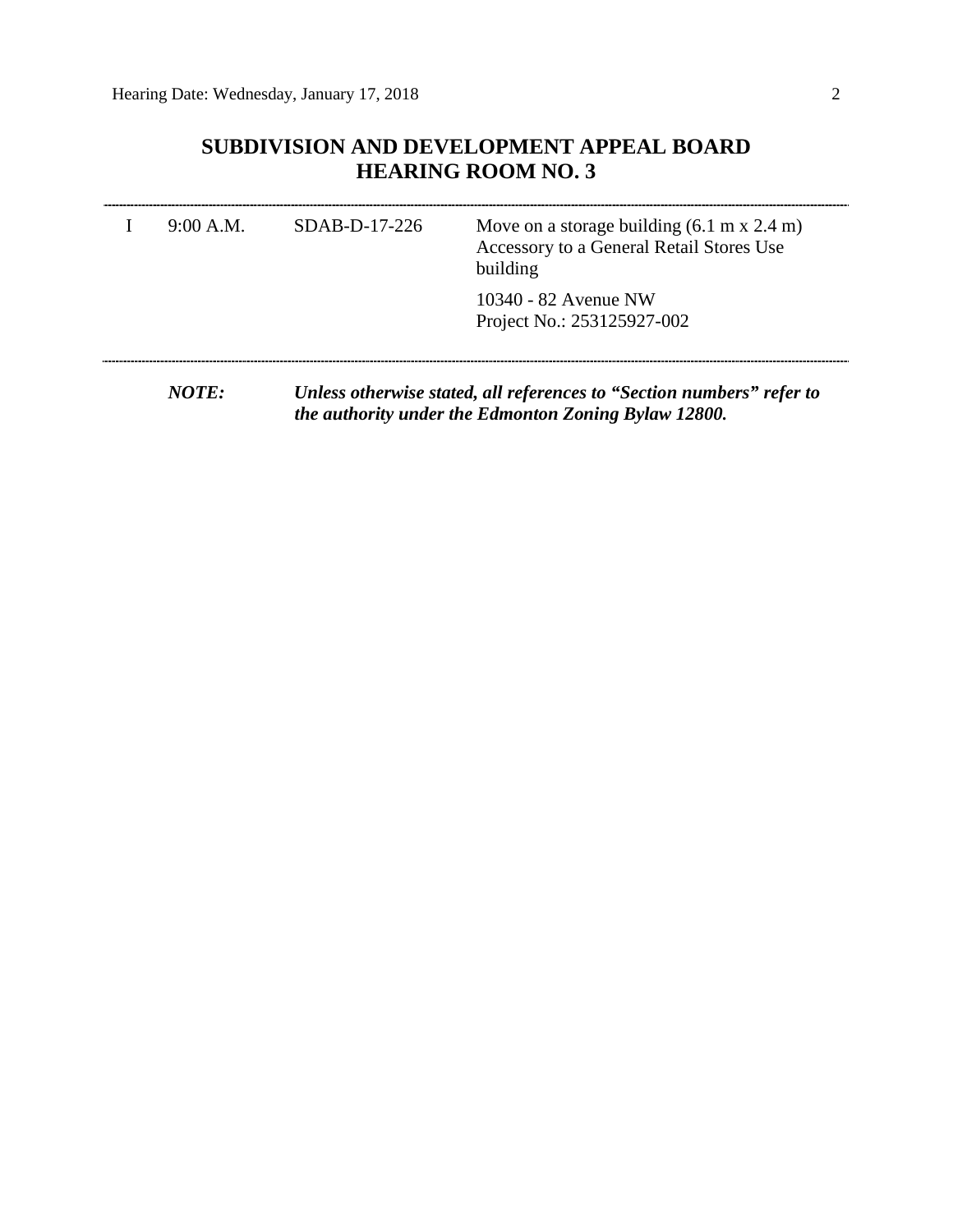## SUBDIVISION AND DEVELOPMENT APPEAL BOARD
## HEARING ROOM NO. 3

---

| | | | |
|---|---|---|---|
| I | 9:00 A.M. | SDAB-D-17-226 | Move on a storage building (6.1 m x 2.4 m) Accessory to a General Retail Stores Use building<br><br>10340 - 82 Avenue NW<br>Project No.: 253125927-002 |

---

***NOTE:*** ***Unless otherwise stated, all references to "Section numbers" refer to the authority under the Edmonton Zoning Bylaw 12800.***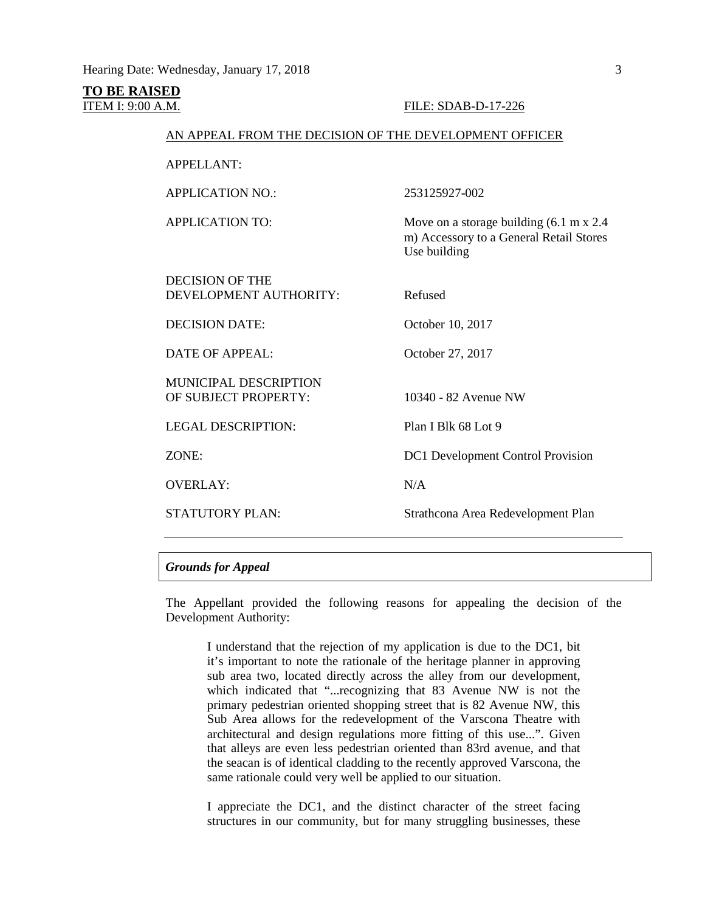**TO BE RAISED**

ITEM I: 9:00 A.M. FILE: SDAB-D-17-226

AN APPEAL FROM THE DECISION OF THE DEVELOPMENT OFFICER

| | |
|---|---|
| APPELLANT: | |
| APPLICATION NO.: | 253125927-002 |
| APPLICATION TO: | Move on a storage building (6.1 m x 2.4 m) Accessory to a General Retail Stores Use building |
| DECISION OF THE DEVELOPMENT AUTHORITY: | Refused |
| DECISION DATE: | October 10, 2017 |
| DATE OF APPEAL: | October 27, 2017 |
| MUNICIPAL DESCRIPTION OF SUBJECT PROPERTY: | 10340 - 82 Avenue NW |
| LEGAL DESCRIPTION: | Plan I Blk 68 Lot 9 |
| ZONE: | DC1 Development Control Provision |
| OVERLAY: | N/A |
| STATUTORY PLAN: | Strathcona Area Redevelopment Plan |

### *Grounds for Appeal*

The Appellant provided the following reasons for appealing the decision of the Development Authority:

> I understand that the rejection of my application is due to the DC1, bit it's important to note the rationale of the heritage planner in approving sub area two, located directly across the alley from our development, which indicated that "...recognizing that 83 Avenue NW is not the primary pedestrian oriented shopping street that is 82 Avenue NW, this Sub Area allows for the redevelopment of the Varscona Theatre with architectural and design regulations more fitting of this use...". Given that alleys are even less pedestrian oriented than 83rd avenue, and that the seacan is of identical cladding to the recently approved Varscona, the same rationale could very well be applied to our situation.
>
> I appreciate the DC1, and the distinct character of the street facing structures in our community, but for many struggling businesses, these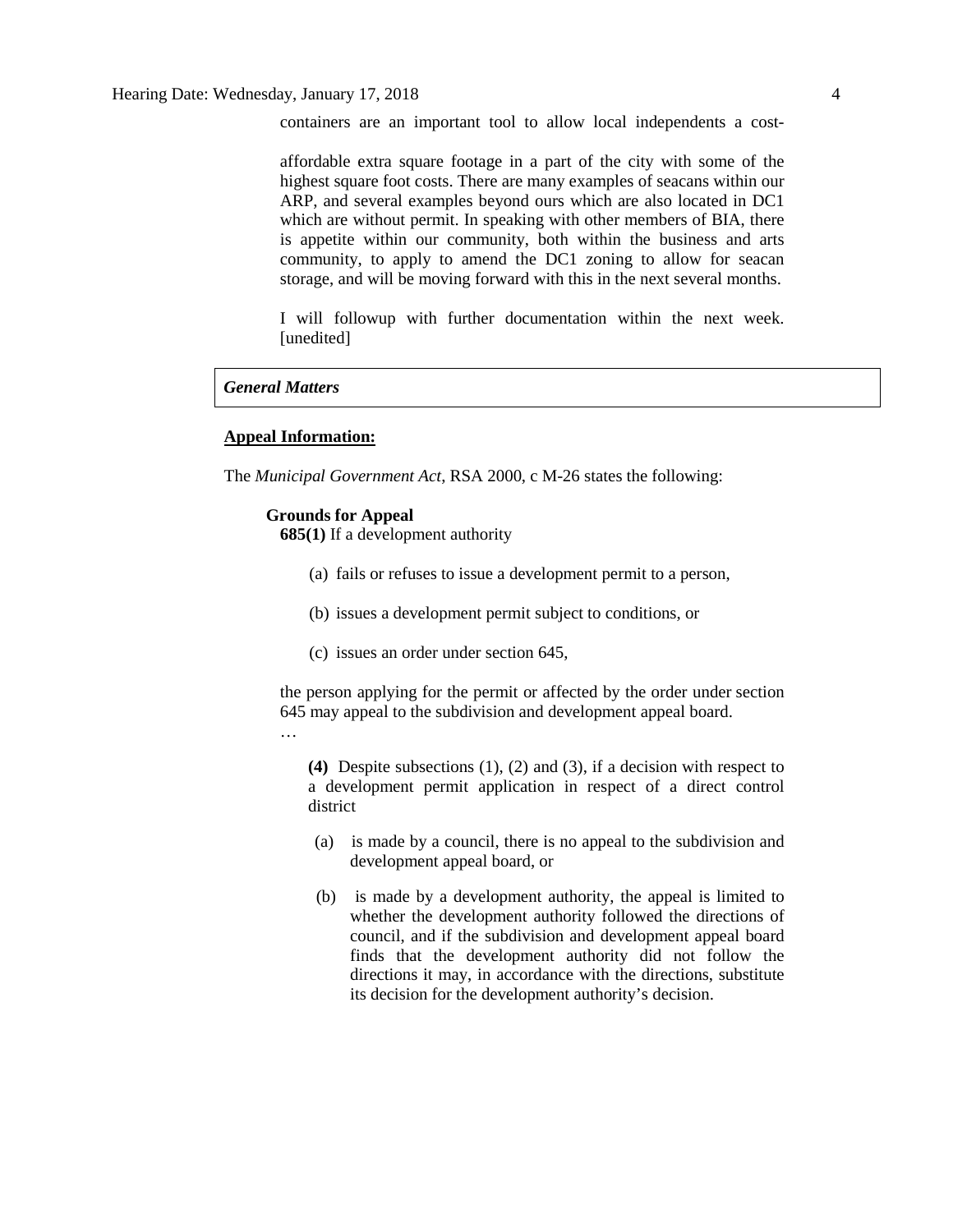containers are an important tool to allow local independents a cost-

affordable extra square footage in a part of the city with some of the highest square foot costs. There are many examples of seacans within our ARP, and several examples beyond ours which are also located in DC1 which are without permit. In speaking with other members of BIA, there is appetite within our community, both within the business and arts community, to apply to amend the DC1 zoning to allow for seacan storage, and will be moving forward with this in the next several months.

I will followup with further documentation within the next week. [unedited]

### *General Matters*

**Appeal Information:**

The *Municipal Government Act*, RSA 2000, c M-26 states the following:

**Grounds for Appeal**

**685(1)** If a development authority

(a) fails or refuses to issue a development permit to a person,

(b) issues a development permit subject to conditions, or

(c) issues an order under section 645,

the person applying for the permit or affected by the order under section 645 may appeal to the subdivision and development appeal board.

…

**(4)** Despite subsections (1), (2) and (3), if a decision with respect to a development permit application in respect of a direct control district

(a) is made by a council, there is no appeal to the subdivision and development appeal board, or

(b) is made by a development authority, the appeal is limited to whether the development authority followed the directions of council, and if the subdivision and development appeal board finds that the development authority did not follow the directions it may, in accordance with the directions, substitute its decision for the development authority's decision.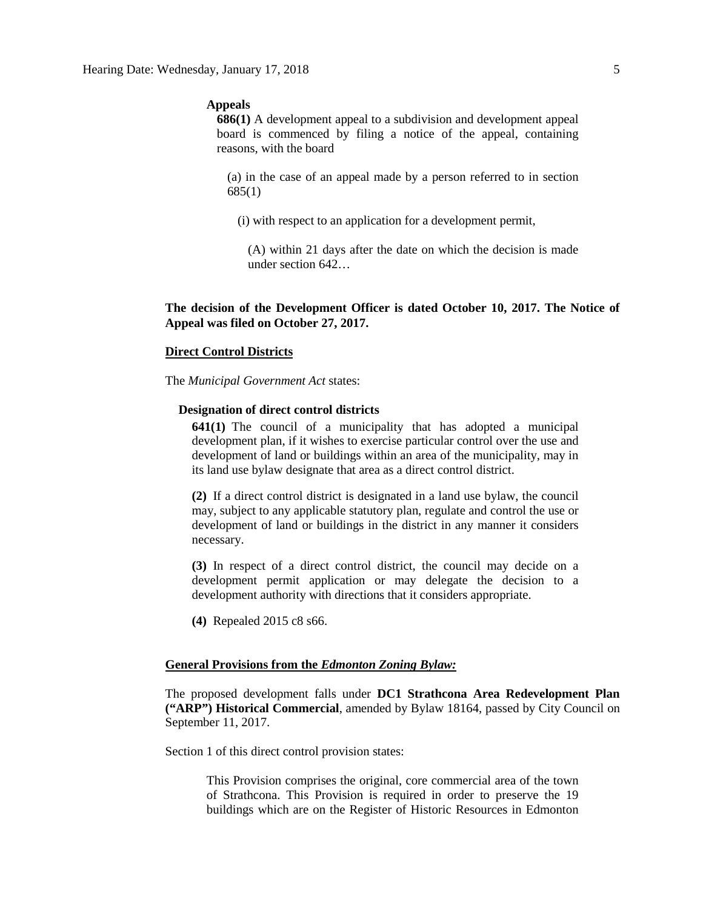**Appeals**

**686(1)** A development appeal to a subdivision and development appeal board is commenced by filing a notice of the appeal, containing reasons, with the board

(a) in the case of an appeal made by a person referred to in section 685(1)

(i) with respect to an application for a development permit,

(A) within 21 days after the date on which the decision is made under section 642…

**The decision of the Development Officer is dated October 10, 2017. The Notice of Appeal was filed on October 27, 2017.**

**Direct Control Districts**

The *Municipal Government Act* states:

**Designation of direct control districts**

**641(1)** The council of a municipality that has adopted a municipal development plan, if it wishes to exercise particular control over the use and development of land or buildings within an area of the municipality, may in its land use bylaw designate that area as a direct control district.

**(2)** If a direct control district is designated in a land use bylaw, the council may, subject to any applicable statutory plan, regulate and control the use or development of land or buildings in the district in any manner it considers necessary.

**(3)** In respect of a direct control district, the council may decide on a development permit application or may delegate the decision to a development authority with directions that it considers appropriate.

**(4)** Repealed 2015 c8 s66.

**General Provisions from the *Edmonton Zoning Bylaw:***

The proposed development falls under **DC1 Strathcona Area Redevelopment Plan ("ARP") Historical Commercial**, amended by Bylaw 18164, passed by City Council on September 11, 2017.

Section 1 of this direct control provision states:

This Provision comprises the original, core commercial area of the town of Strathcona. This Provision is required in order to preserve the 19 buildings which are on the Register of Historic Resources in Edmonton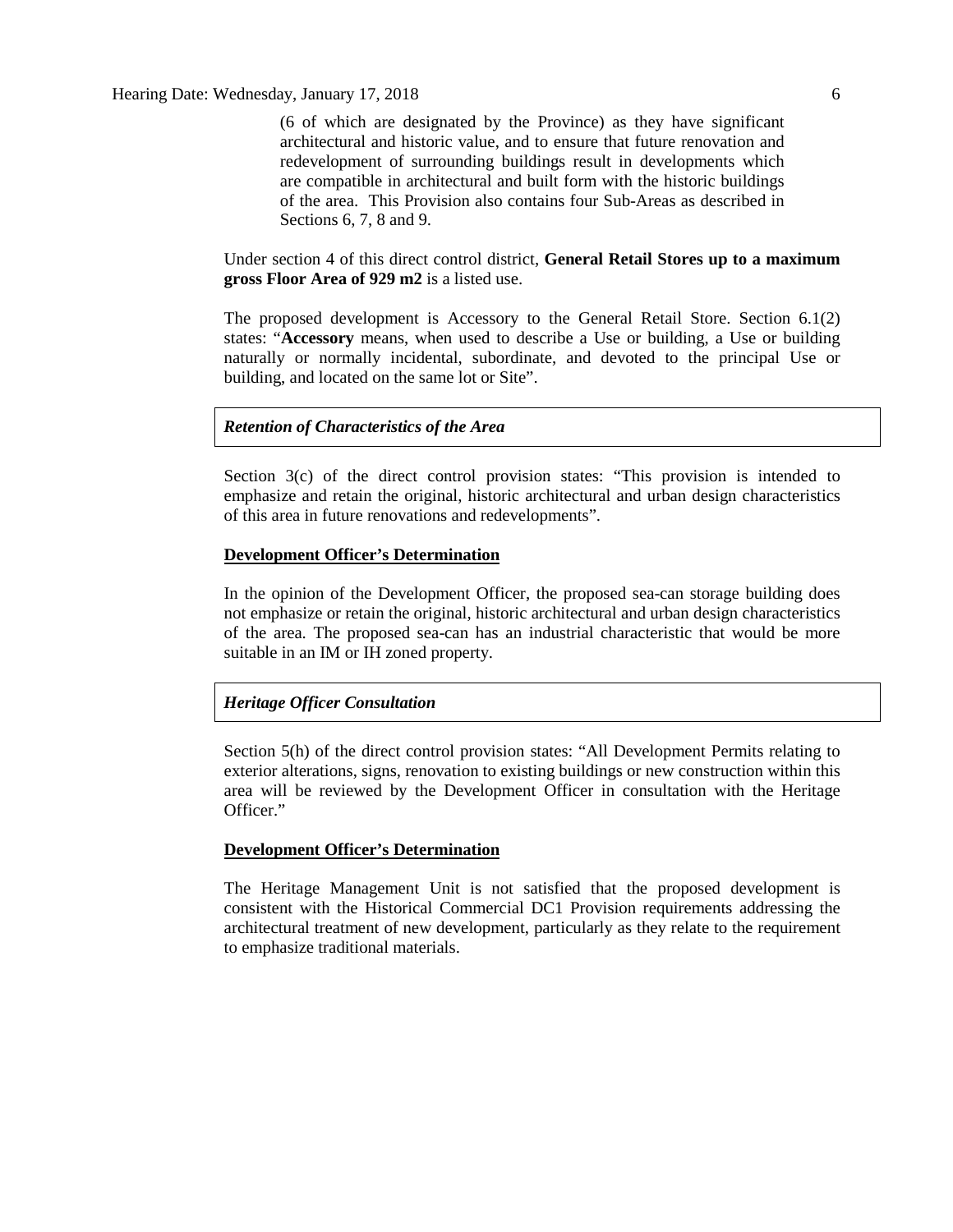(6 of which are designated by the Province) as they have significant architectural and historic value, and to ensure that future renovation and redevelopment of surrounding buildings result in developments which are compatible in architectural and built form with the historic buildings of the area. This Provision also contains four Sub-Areas as described in Sections 6, 7, 8 and 9.

Under section 4 of this direct control district, **General Retail Stores up to a maximum gross Floor Area of 929 m2** is a listed use.

The proposed development is Accessory to the General Retail Store. Section 6.1(2) states: "**Accessory** means, when used to describe a Use or building, a Use or building naturally or normally incidental, subordinate, and devoted to the principal Use or building, and located on the same lot or Site".

***Retention of Characteristics of the Area***

Section 3(c) of the direct control provision states: "This provision is intended to emphasize and retain the original, historic architectural and urban design characteristics of this area in future renovations and redevelopments".

**Development Officer's Determination**

In the opinion of the Development Officer, the proposed sea-can storage building does not emphasize or retain the original, historic architectural and urban design characteristics of the area. The proposed sea-can has an industrial characteristic that would be more suitable in an IM or IH zoned property.

***Heritage Officer Consultation***

Section 5(h) of the direct control provision states: "All Development Permits relating to exterior alterations, signs, renovation to existing buildings or new construction within this area will be reviewed by the Development Officer in consultation with the Heritage Officer."

**Development Officer's Determination**

The Heritage Management Unit is not satisfied that the proposed development is consistent with the Historical Commercial DC1 Provision requirements addressing the architectural treatment of new development, particularly as they relate to the requirement to emphasize traditional materials.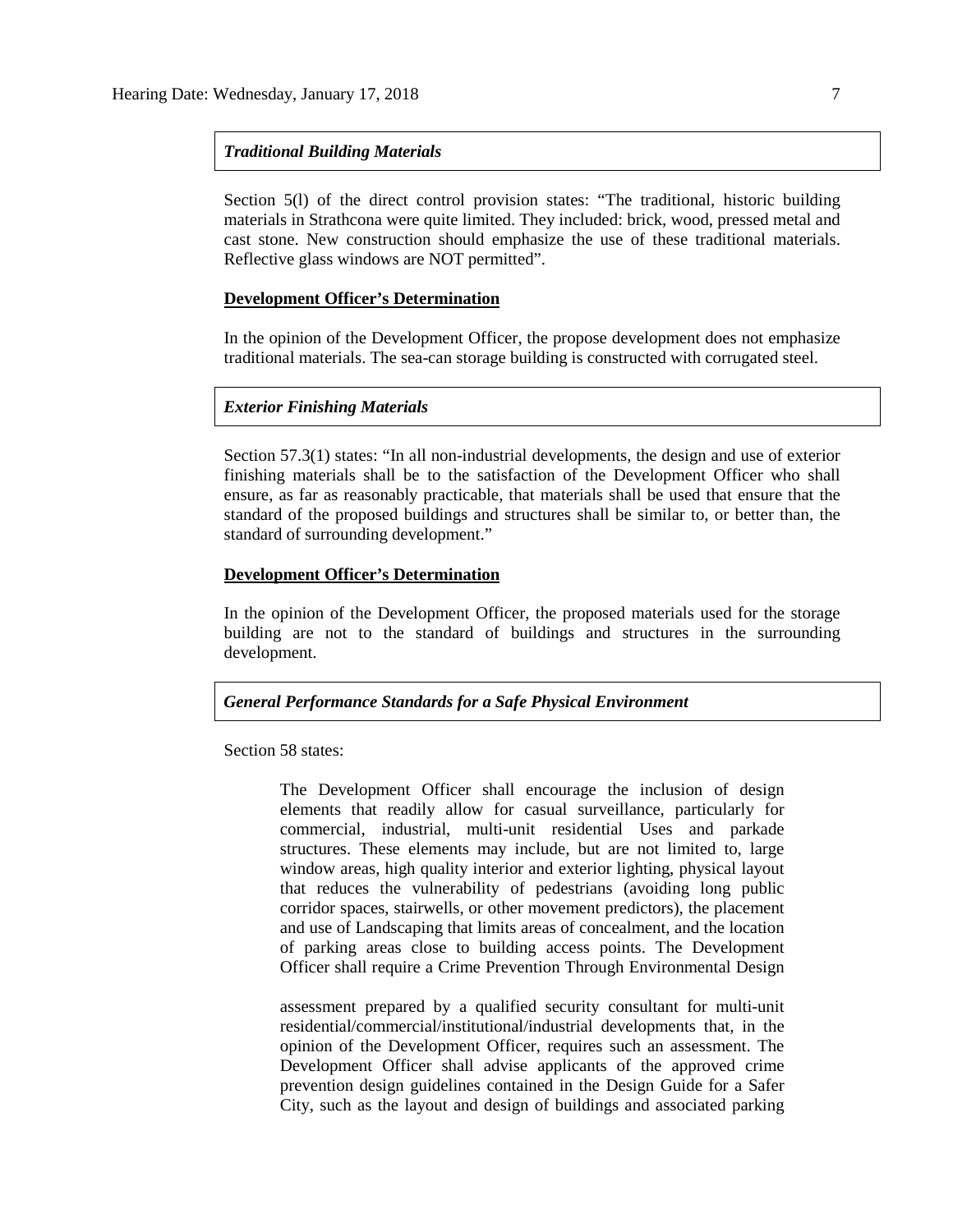***Traditional Building Materials***

Section 5(l) of the direct control provision states: "The traditional, historic building materials in Strathcona were quite limited. They included: brick, wood, pressed metal and cast stone. New construction should emphasize the use of these traditional materials. Reflective glass windows are NOT permitted".

**Development Officer's Determination**

In the opinion of the Development Officer, the propose development does not emphasize traditional materials. The sea-can storage building is constructed with corrugated steel.

***Exterior Finishing Materials***

Section 57.3(1) states: "In all non-industrial developments, the design and use of exterior finishing materials shall be to the satisfaction of the Development Officer who shall ensure, as far as reasonably practicable, that materials shall be used that ensure that the standard of the proposed buildings and structures shall be similar to, or better than, the standard of surrounding development."

**Development Officer's Determination**

In the opinion of the Development Officer, the proposed materials used for the storage building are not to the standard of buildings and structures in the surrounding development.

***General Performance Standards for a Safe Physical Environment***

Section 58 states:

> The Development Officer shall encourage the inclusion of design elements that readily allow for casual surveillance, particularly for commercial, industrial, multi-unit residential Uses and parkade structures. These elements may include, but are not limited to, large window areas, high quality interior and exterior lighting, physical layout that reduces the vulnerability of pedestrians (avoiding long public corridor spaces, stairwells, or other movement predictors), the placement and use of Landscaping that limits areas of concealment, and the location of parking areas close to building access points. The Development Officer shall require a Crime Prevention Through Environmental Design assessment prepared by a qualified security consultant for multi-unit residential/commercial/institutional/industrial developments that, in the opinion of the Development Officer, requires such an assessment. The Development Officer shall advise applicants of the approved crime prevention design guidelines contained in the Design Guide for a Safer City, such as the layout and design of buildings and associated parking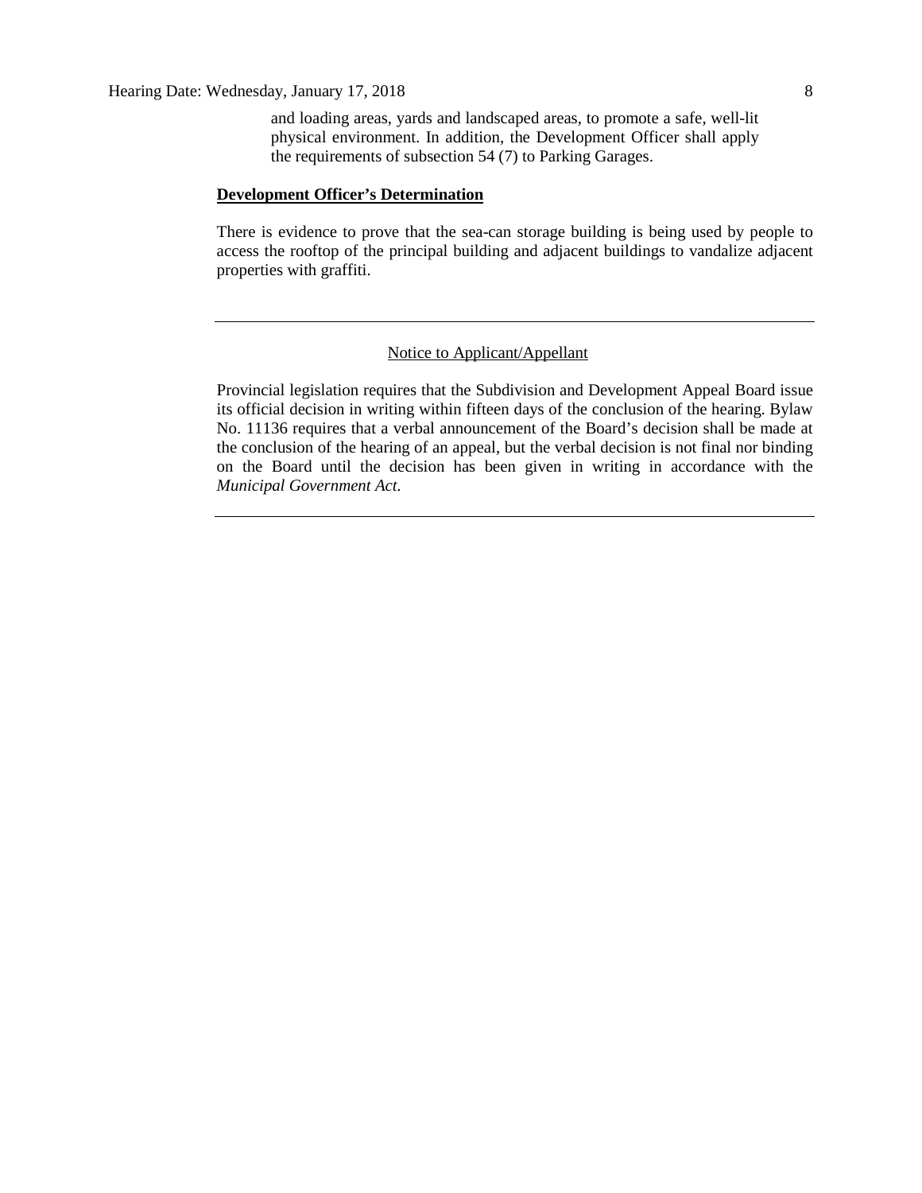> and loading areas, yards and landscaped areas, to promote a safe, well-lit physical environment. In addition, the Development Officer shall apply the requirements of subsection 54 (7) to Parking Garages.

**Development Officer's Determination**

There is evidence to prove that the sea-can storage building is being used by people to access the rooftop of the principal building and adjacent buildings to vandalize adjacent properties with graffiti.

---

Notice to Applicant/Appellant

Provincial legislation requires that the Subdivision and Development Appeal Board issue its official decision in writing within fifteen days of the conclusion of the hearing. Bylaw No. 11136 requires that a verbal announcement of the Board's decision shall be made at the conclusion of the hearing of an appeal, but the verbal decision is not final nor binding on the Board until the decision has been given in writing in accordance with the *Municipal Government Act*.

---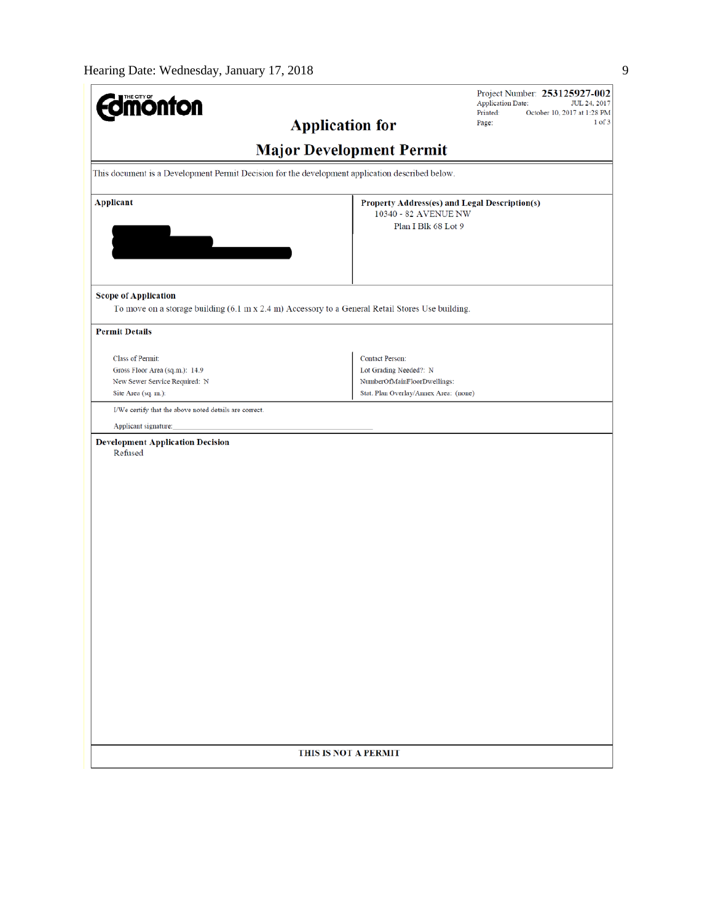Project Number: **253125927-002**
Application Date: JUL 24, 2017
Printed: October 10, 2017 at 1:28 PM

# Application for

# Major Development Permit

This document is a Development Permit Decision for the development application described below.

**Applicant**

**Property Address(es) and Legal Description(s)**
10340 - 82 AVENUE NW
Plan I Blk 68 Lot 9

**Scope of Application**
To move on a storage building (6.1 m x 2.4 m) Accessory to a General Retail Stores Use building.

**Permit Details**

| | |
|---|---|
| Class of Permit: | Contact Person: |
| Gross Floor Area (sq.m.): 14.9 | Lot Grading Needed?: N |
| New Sewer Service Required: N | NumberOfMainFloorDwellings: |
| Site Area (sq. m.): | Stat. Plan Overlay/Annex Area: (none) |

I/We certify that the above noted details are correct.

Applicant signature:

**Development Application Decision**
Refused

**THIS IS NOT A PERMIT**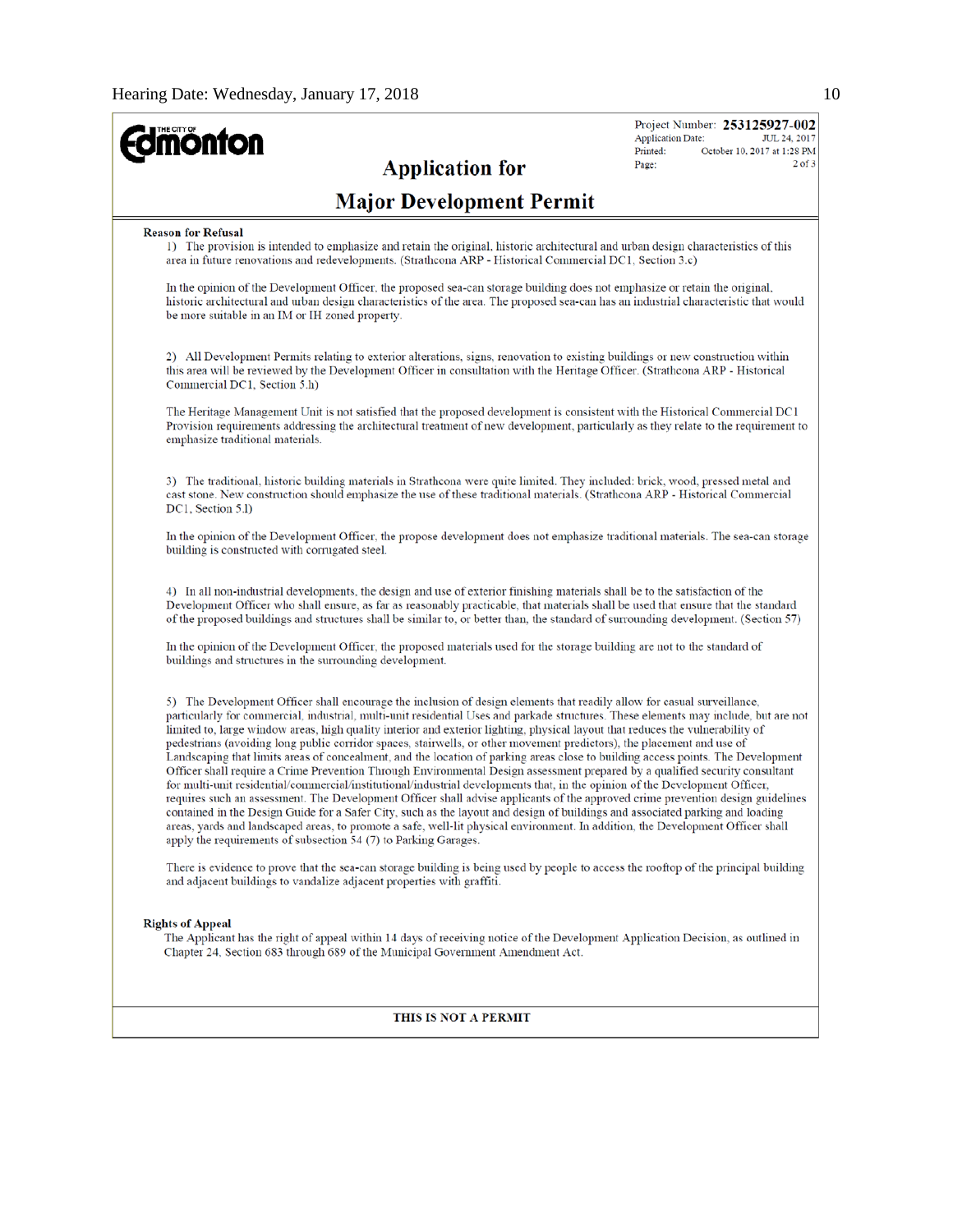Project Number: **253125927-002**
Application Date: JUL 24, 2017
Printed: October 10, 2017 at 1:28 PM
Page: 2 of 3

# Application for
# Major Development Permit

**Reason for Refusal**

1) The provision is intended to emphasize and retain the original, historic architectural and urban design characteristics of this area in future renovations and redevelopments. (Strathcona ARP - Historical Commercial DC1, Section 3.c)

In the opinion of the Development Officer, the proposed sea-can storage building does not emphasize or retain the original, historic architectural and urban design characteristics of the area. The proposed sea-can has an industrial characteristic that would be more suitable in an IM or IH zoned property.

2) All Development Permits relating to exterior alterations, signs, renovation to existing buildings or new construction within this area will be reviewed by the Development Officer in consultation with the Heritage Officer. (Strathcona ARP - Historical Commercial DC1, Section 5.h)

The Heritage Management Unit is not satisfied that the proposed development is consistent with the Historical Commercial DC1 Provision requirements addressing the architectural treatment of new development, particularly as they relate to the requirement to emphasize traditional materials.

3) The traditional, historic building materials in Strathcona were quite limited. They included: brick, wood, pressed metal and cast stone. New construction should emphasize the use of these traditional materials. (Strathcona ARP - Historical Commercial DC1, Section 5.l)

In the opinion of the Development Officer, the propose development does not emphasize traditional materials. The sea-can storage building is constructed with corrugated steel.

4) In all non-industrial developments, the design and use of exterior finishing materials shall be to the satisfaction of the Development Officer who shall ensure, as far as reasonably practicable, that materials shall be used that ensure that the standard of the proposed buildings and structures shall be similar to, or better than, the standard of surrounding development. (Section 57)

In the opinion of the Development Officer, the proposed materials used for the storage building are not to the standard of buildings and structures in the surrounding development.

5) The Development Officer shall encourage the inclusion of design elements that readily allow for casual surveillance, particularly for commercial, industrial, multi-unit residential Uses and parkade structures. These elements may include, but are not limited to, large window areas, high quality interior and exterior lighting, physical layout that reduces the vulnerability of pedestrians (avoiding long public corridor spaces, stairwells, or other movement predictors), the placement and use of Landscaping that limits areas of concealment, and the location of parking areas close to building access points. The Development Officer shall require a Crime Prevention Through Environmental Design assessment prepared by a qualified security consultant for multi-unit residential/commercial/institutional/industrial developments that, in the opinion of the Development Officer, requires such an assessment. The Development Officer shall advise applicants of the approved crime prevention design guidelines contained in the Design Guide for a Safer City, such as the layout and design of buildings and associated parking and loading areas, yards and landscaped areas, to promote a safe, well-lit physical environment. In addition, the Development Officer shall apply the requirements of subsection 54 (7) to Parking Garages.

There is evidence to prove that the sea-can storage building is being used by people to access the rooftop of the principal building and adjacent buildings to vandalize adjacent properties with graffiti.

**Rights of Appeal**

The Applicant has the right of appeal within 14 days of receiving notice of the Development Application Decision, as outlined in Chapter 24, Section 683 through 689 of the Municipal Government Amendment Act.

**THIS IS NOT A PERMIT**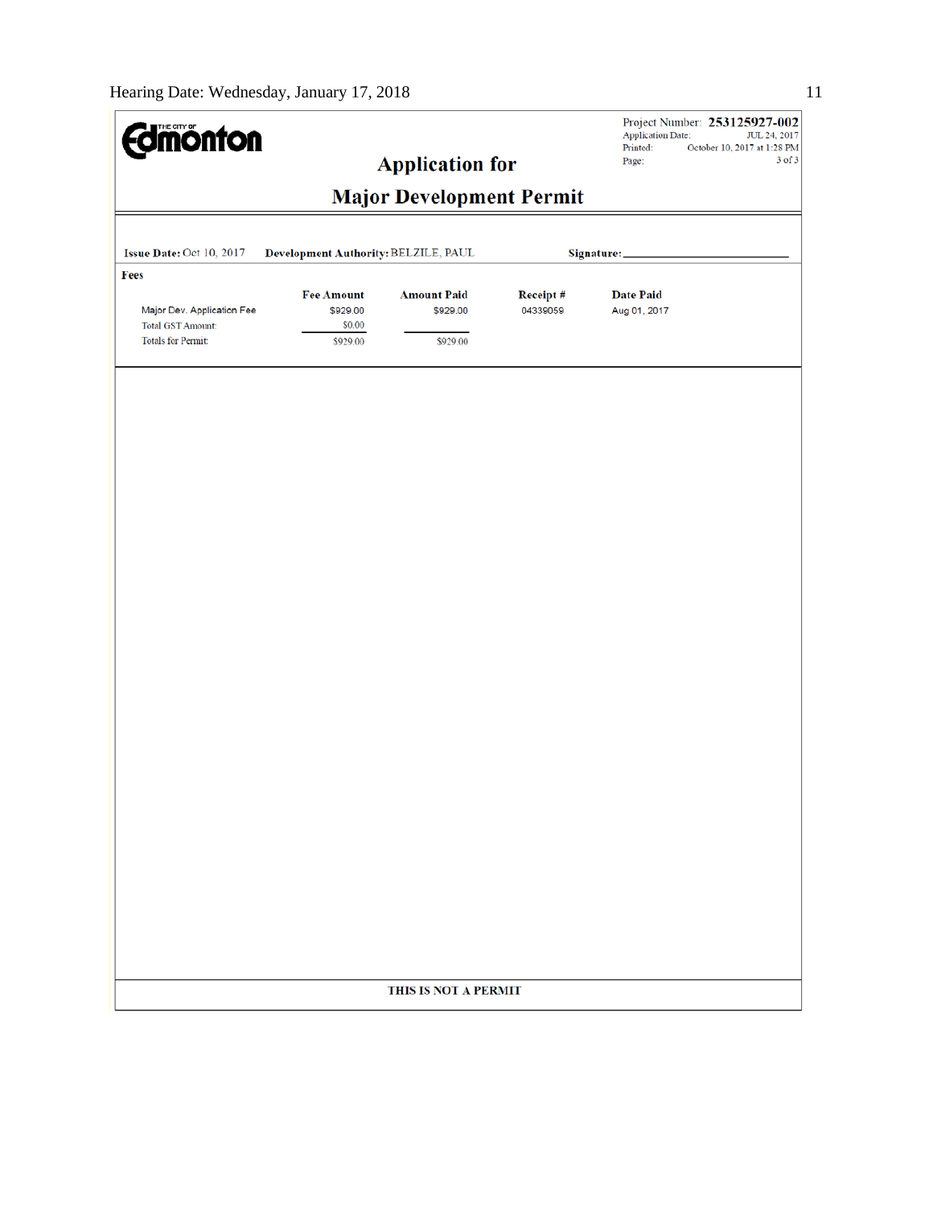THE CITY OF **Edmonton**

Project Number: **253125927-002**
Application Date: JUL 24, 2017
Printed: October 10, 2017 at 1:28 PM

# Application for
# Major Development Permit

**Issue Date:** Oct 10, 2017 **Development Authority:** BELZILE, PAUL **Signature:** ______________________

**Fees**

| | Fee Amount | Amount Paid | Receipt # | Date Paid |
|---|---|---|---|---|
| Major Dev. Application Fee | $929.00 | $929.00 | 04339059 | Aug 01, 2017 |
| Total GST Amount: | $0.00 | | | |
| Totals for Permit: | $929.00 | $929.00 | | |

**THIS IS NOT A PERMIT**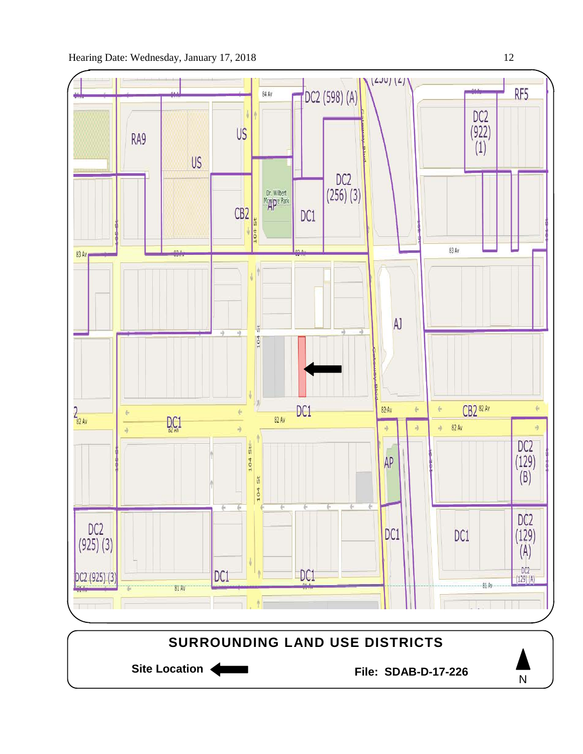## SURROUNDING LAND USE DISTRICTS

**Site Location** ⬅

**File: SDAB-D-17-226**

N